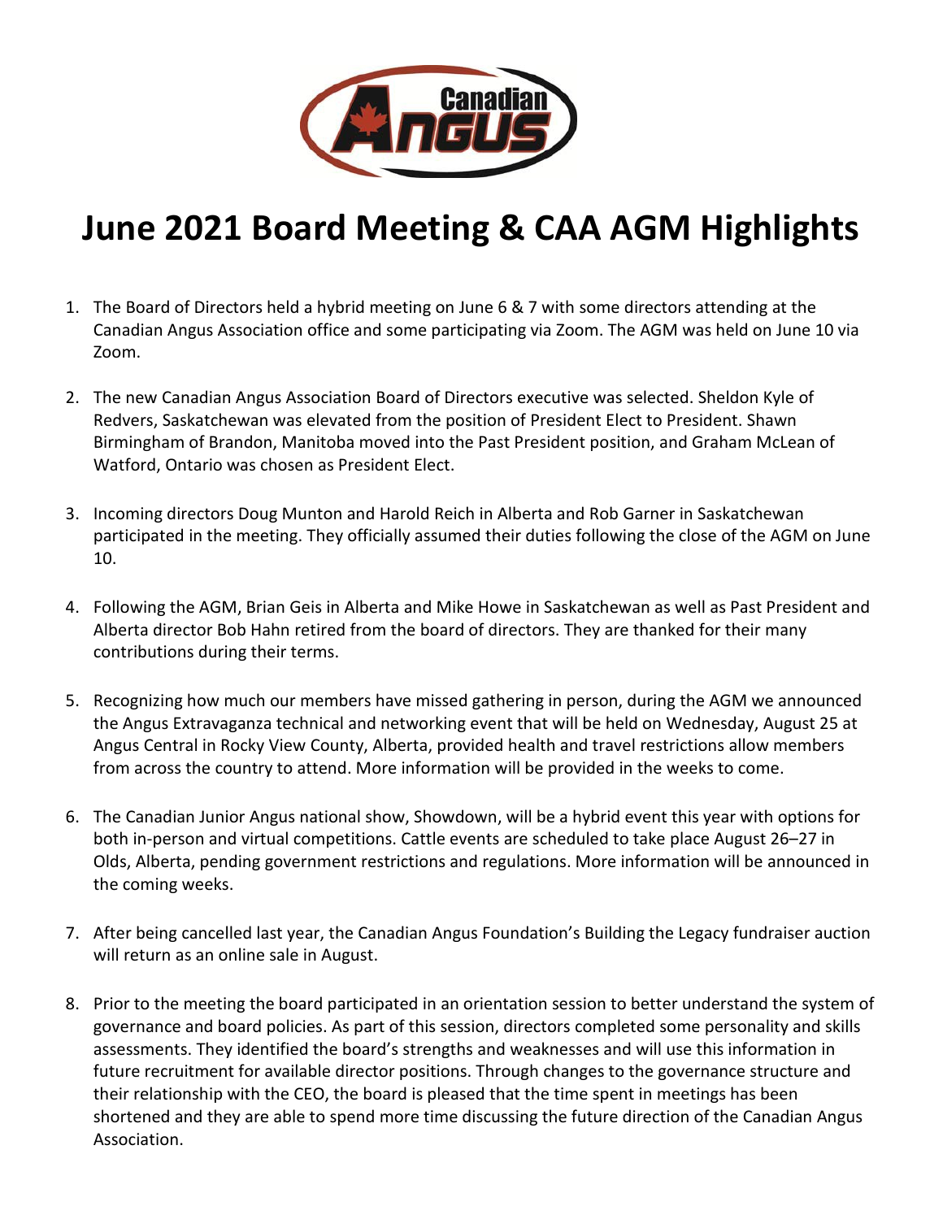# June 2021 Board Meeting & CAA AGM Highlights

1. The Board of Directors held a hybrid meeting on June 6 & 7 with some directors attending at the Canadian Angus Association office and some participating via Zoom. The AGM was held on June 10 via Zoom.

2. The new Canadian Angus Association Board of Directors executive was selected. Sheldon Kyle of Redvers, Saskatchewan was elevated from the position of President Elect to President. Shawn Birmingham of Brandon, Manitoba moved into the Past President position, and Graham McLean of Watford, Ontario was chosen as President Elect.

3. Incoming directors Doug Munton and Harold Reich in Alberta and Rob Garner in Saskatchewan participated in the meeting. They officially assumed their duties following the close of the AGM on June 10.

4. Following the AGM, Brian Geis in Alberta and Mike Howe in Saskatchewan as well as Past President and Alberta director Bob Hahn retired from the board of directors. They are thanked for their many contributions during their terms.

5. Recognizing how much our members have missed gathering in person, during the AGM we announced the Angus Extravaganza technical and networking event that will be held on Wednesday, August 25 at Angus Central in Rocky View County, Alberta, provided health and travel restrictions allow members from across the country to attend. More information will be provided in the weeks to come.

6. The Canadian Junior Angus national show, Showdown, will be a hybrid event this year with options for both in-person and virtual competitions. Cattle events are scheduled to take place August 26–27 in Olds, Alberta, pending government restrictions and regulations. More information will be announced in the coming weeks.

7. After being cancelled last year, the Canadian Angus Foundation's Building the Legacy fundraiser auction will return as an online sale in August.

8. Prior to the meeting the board participated in an orientation session to better understand the system of governance and board policies. As part of this session, directors completed some personality and skills assessments. They identified the board's strengths and weaknesses and will use this information in future recruitment for available director positions. Through changes to the governance structure and their relationship with the CEO, the board is pleased that the time spent in meetings has been shortened and they are able to spend more time discussing the future direction of the Canadian Angus Association.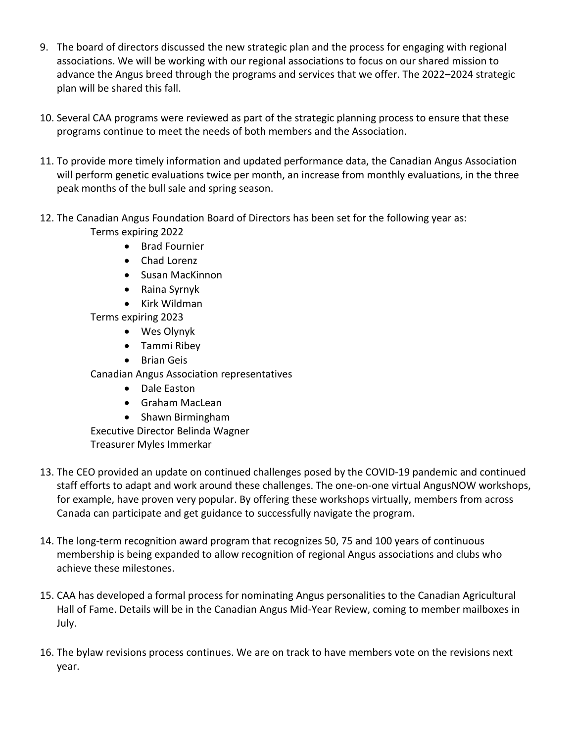9. The board of directors discussed the new strategic plan and the process for engaging with regional associations. We will be working with our regional associations to focus on our shared mission to advance the Angus breed through the programs and services that we offer. The 2022–2024 strategic plan will be shared this fall.

10. Several CAA programs were reviewed as part of the strategic planning process to ensure that these programs continue to meet the needs of both members and the Association.

11. To provide more timely information and updated performance data, the Canadian Angus Association will perform genetic evaluations twice per month, an increase from monthly evaluations, in the three peak months of the bull sale and spring season.

12. The Canadian Angus Foundation Board of Directors has been set for the following year as:

    Terms expiring 2022
    - Brad Fournier
    - Chad Lorenz
    - Susan MacKinnon
    - Raina Syrnyk
    - Kirk Wildman

    Terms expiring 2023
    - Wes Olynyk
    - Tammi Ribey
    - Brian Geis

    Canadian Angus Association representatives
    - Dale Easton
    - Graham MacLean
    - Shawn Birmingham

    Executive Director Belinda Wagner
    Treasurer Myles Immerkar

13. The CEO provided an update on continued challenges posed by the COVID-19 pandemic and continued staff efforts to adapt and work around these challenges. The one-on-one virtual AngusNOW workshops, for example, have proven very popular. By offering these workshops virtually, members from across Canada can participate and get guidance to successfully navigate the program.

14. The long-term recognition award program that recognizes 50, 75 and 100 years of continuous membership is being expanded to allow recognition of regional Angus associations and clubs who achieve these milestones.

15. CAA has developed a formal process for nominating Angus personalities to the Canadian Agricultural Hall of Fame. Details will be in the Canadian Angus Mid-Year Review, coming to member mailboxes in July.

16. The bylaw revisions process continues. We are on track to have members vote on the revisions next year.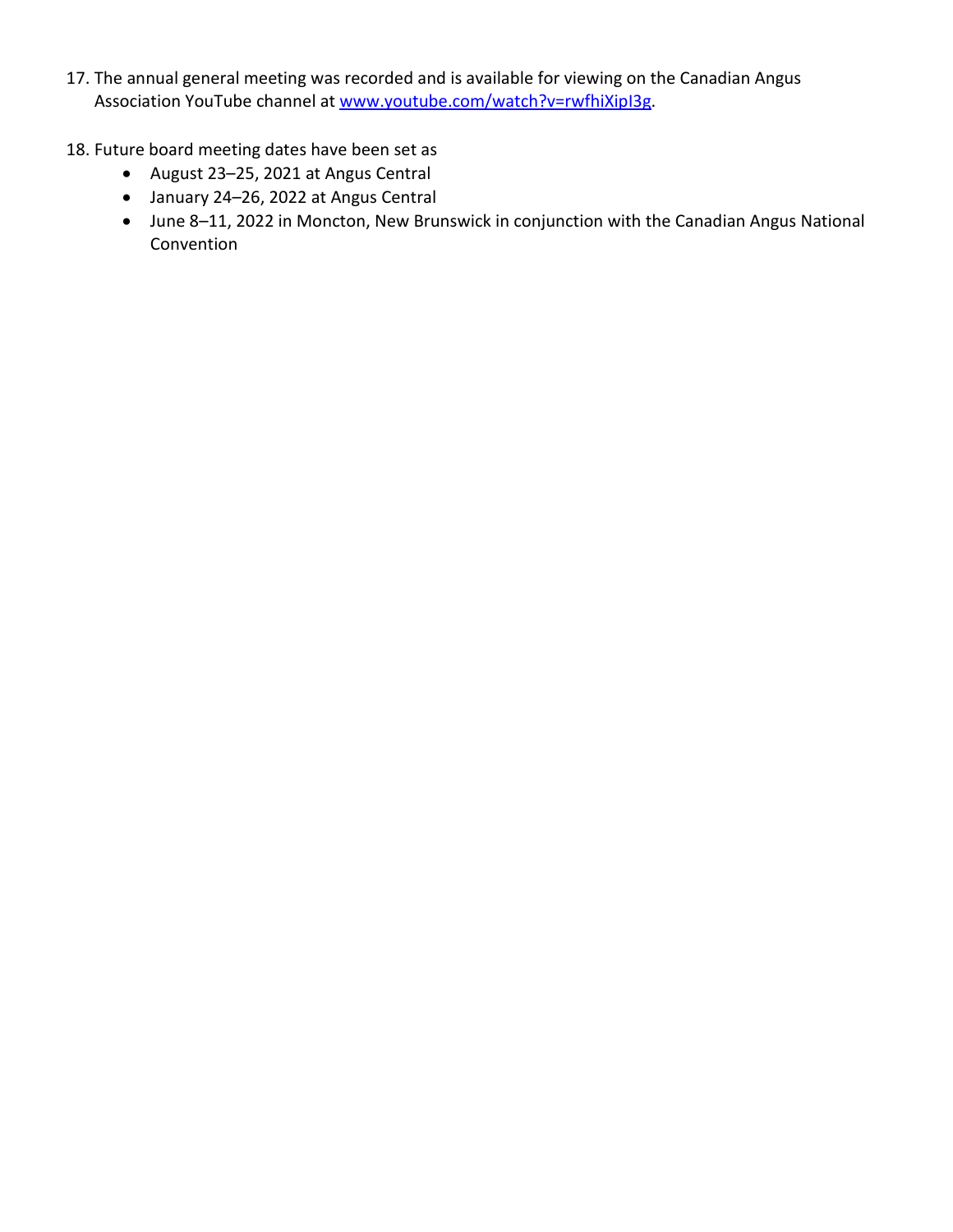17. The annual general meeting was recorded and is available for viewing on the Canadian Angus Association YouTube channel at [www.youtube.com/watch?v=rwfhiXipI3g](www.youtube.com/watch?v=rwfhiXipI3g).

18. Future board meeting dates have been set as
    - August 23–25, 2021 at Angus Central
    - January 24–26, 2022 at Angus Central
    - June 8–11, 2022 in Moncton, New Brunswick in conjunction with the Canadian Angus National Convention